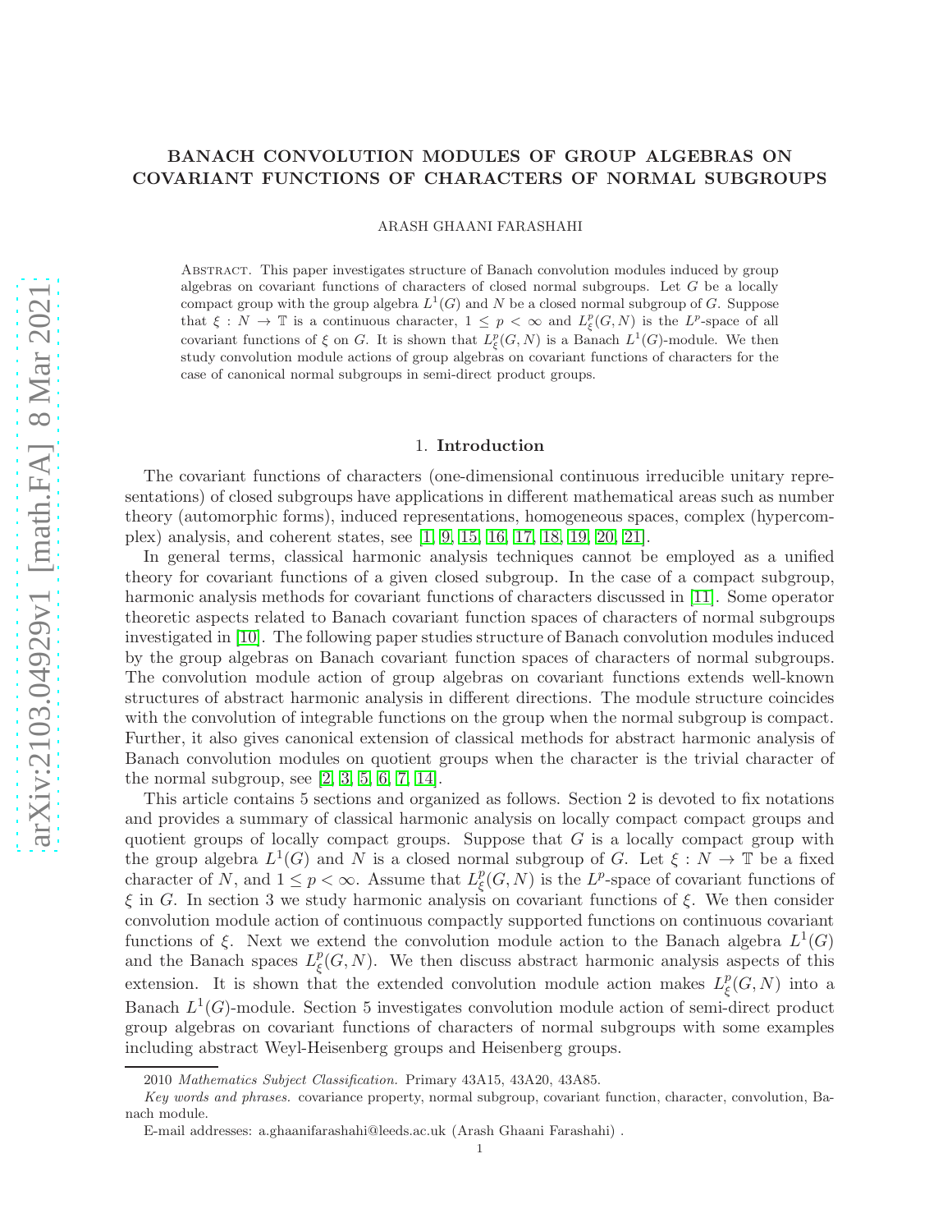# BANACH CONVOLUTION MODULES OF GROUP ALGEBRAS ON COVARIANT FUNCTIONS OF CHARACTERS OF NORMAL SUBGROUPS

ARASH GHAANI FARASHAHI

Abstract. This paper investigates structure of Banach convolution modules induced by group algebras on covariant functions of characters of closed normal subgroups. Let $G$ be a locally compact group with the group algebra $L^1(G)$ and $N$ be a closed normal subgroup of $G$. Suppose that $\xi : N \to \mathbb{T}$ is a continuous character, $1 \leq p < \infty$ and $L^p_\xi(G,N)$ is the $L^p$-space of all covariant functions of $\xi$ on $G$. It is shown that $L^p_\xi(G,N)$ is a Banach $L^1(G)$-module. We then study convolution module actions of group algebras on covariant functions of characters for the case of canonical normal subgroups in semi-direct product groups.

## 1. Introduction

The covariant functions of characters (one-dimensional continuous irreducible unitary representations) of closed subgroups have applications in different mathematical areas such as number theory (automorphic forms), induced representations, homogeneous spaces, complex (hypercomplex) analysis, and coherent states, see [1, 9, 15, 16, 17, 18, 19, 20, 21].

In general terms, classical harmonic analysis techniques cannot be employed as a unified theory for covariant functions of a given closed subgroup. In the case of a compact subgroup, harmonic analysis methods for covariant functions of characters discussed in [11]. Some operator theoretic aspects related to Banach covariant function spaces of characters of normal subgroups investigated in [10]. The following paper studies structure of Banach convolution modules induced by the group algebras on Banach covariant function spaces of characters of normal subgroups. The convolution module action of group algebras on covariant functions extends well-known structures of abstract harmonic analysis in different directions. The module structure coincides with the convolution of integrable functions on the group when the normal subgroup is compact. Further, it also gives canonical extension of classical methods for abstract harmonic analysis of Banach convolution modules on quotient groups when the character is the trivial character of the normal subgroup, see [2, 3, 5, 6, 7, 14].

This article contains 5 sections and organized as follows. Section 2 is devoted to fix notations and provides a summary of classical harmonic analysis on locally compact compact groups and quotient groups of locally compact groups. Suppose that $G$ is a locally compact group with the group algebra $L^1(G)$ and $N$ is a closed normal subgroup of $G$. Let $\xi : N \to \mathbb{T}$ be a fixed character of $N$, and $1 \leq p < \infty$. Assume that $L^p_\xi(G,N)$ is the $L^p$-space of covariant functions of $\xi$ in $G$. In section 3 we study harmonic analysis on covariant functions of $\xi$. We then consider convolution module action of continuous compactly supported functions on continuous covariant functions of $\xi$. Next we extend the convolution module action to the Banach algebra $L^1(G)$ and the Banach spaces $L^p_\xi(G,N)$. We then discuss abstract harmonic analysis aspects of this extension. It is shown that the extended convolution module action makes $L^p_\xi(G,N)$ into a Banach $L^1(G)$-module. Section 5 investigates convolution module action of semi-direct product group algebras on covariant functions of characters of normal subgroups with some examples including abstract Weyl-Heisenberg groups and Heisenberg groups.

2010 *Mathematics Subject Classification.* Primary 43A15, 43A20, 43A85.

*Key words and phrases.* covariance property, normal subgroup, covariant function, character, convolution, Banach module.

E-mail addresses: a.ghaanifarashahi@leeds.ac.uk (Arash Ghaani Farashahi) .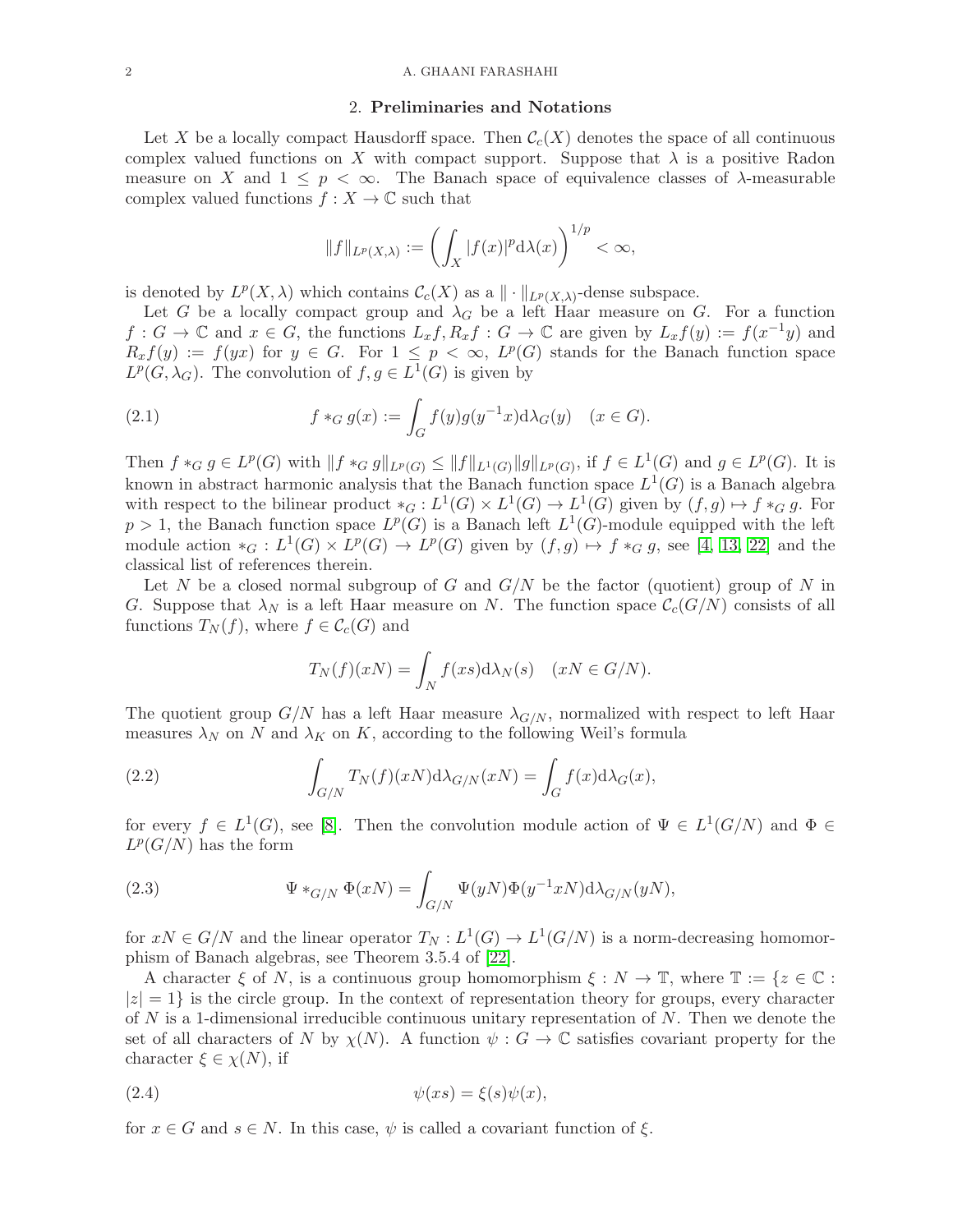## 2. **Preliminaries and Notations**

Let $X$ be a locally compact Hausdorff space. Then $\mathcal{C}_c(X)$ denotes the space of all continuous complex valued functions on $X$ with compact support. Suppose that $\lambda$ is a positive Radon measure on $X$ and $1 \leq p < \infty$. The Banach space of equivalence classes of $\lambda$-measurable complex valued functions $f : X \to \mathbb{C}$ such that

$$\|f\|_{L^p(X,\lambda)} := \left(\int_X |f(x)|^p \mathrm{d}\lambda(x)\right)^{1/p} < \infty,$$

is denoted by $L^p(X, \lambda)$ which contains $\mathcal{C}_c(X)$ as a $\|\cdot\|_{L^p(X,\lambda)}$-dense subspace.

Let $G$ be a locally compact group and $\lambda_G$ be a left Haar measure on $G$. For a function $f : G \to \mathbb{C}$ and $x \in G$, the functions $L_x f, R_x f : G \to \mathbb{C}$ are given by $L_x f(y) := f(x^{-1}y)$ and $R_x f(y) := f(yx)$ for $y \in G$. For $1 \leq p < \infty$, $L^p(G)$ stands for the Banach function space $L^p(G, \lambda_G)$. The convolution of $f, g \in L^1(G)$ is given by

$$f *_G g(x) := \int_G f(y) g(y^{-1}x) \mathrm{d}\lambda_G(y) \quad (x \in G). \tag{2.1}$$

Then $f *_G g \in L^p(G)$ with $\|f *_G g\|_{L^p(G)} \leq \|f\|_{L^1(G)} \|g\|_{L^p(G)}$, if $f \in L^1(G)$ and $g \in L^p(G)$. It is known in abstract harmonic analysis that the Banach function space $L^1(G)$ is a Banach algebra with respect to the bilinear product $*_G : L^1(G) \times L^1(G) \to L^1(G)$ given by $(f, g) \mapsto f *_G g$. For $p > 1$, the Banach function space $L^p(G)$ is a Banach left $L^1(G)$-module equipped with the left module action $*_G : L^1(G) \times L^p(G) \to L^p(G)$ given by $(f, g) \mapsto f *_G g$, see [4, 13, 22] and the classical list of references therein.

Let $N$ be a closed normal subgroup of $G$ and $G/N$ be the factor (quotient) group of $N$ in $G$. Suppose that $\lambda_N$ is a left Haar measure on $N$. The function space $\mathcal{C}_c(G/N)$ consists of all functions $T_N(f)$, where $f \in \mathcal{C}_c(G)$ and

$$T_N(f)(xN) = \int_N f(xs) \mathrm{d}\lambda_N(s) \quad (xN \in G/N).$$

The quotient group $G/N$ has a left Haar measure $\lambda_{G/N}$, normalized with respect to left Haar measures $\lambda_N$ on $N$ and $\lambda_K$ on $K$, according to the following Weil's formula

$$\int_{G/N} T_N(f)(xN) \mathrm{d}\lambda_{G/N}(xN) = \int_G f(x) \mathrm{d}\lambda_G(x), \tag{2.2}$$

for every $f \in L^1(G)$, see [8]. Then the convolution module action of $\Psi \in L^1(G/N)$ and $\Phi \in L^p(G/N)$ has the form

$$\Psi *_{G/N} \Phi(xN) = \int_{G/N} \Psi(yN) \Phi(y^{-1}xN) \mathrm{d}\lambda_{G/N}(yN), \tag{2.3}$$

for $xN \in G/N$ and the linear operator $T_N : L^1(G) \to L^1(G/N)$ is a norm-decreasing homomorphism of Banach algebras, see Theorem 3.5.4 of [22].

A character $\xi$ of $N$, is a continuous group homomorphism $\xi : N \to \mathbb{T}$, where $\mathbb{T} := \{z \in \mathbb{C} : |z| = 1\}$ is the circle group. In the context of representation theory for groups, every character of $N$ is a 1-dimensional irreducible continuous unitary representation of $N$. Then we denote the set of all characters of $N$ by $\chi(N)$. A function $\psi : G \to \mathbb{C}$ satisfies covariant property for the character $\xi \in \chi(N)$, if

$$\psi(xs) = \xi(s)\psi(x), \tag{2.4}$$

for $x \in G$ and $s \in N$. In this case, $\psi$ is called a covariant function of $\xi$.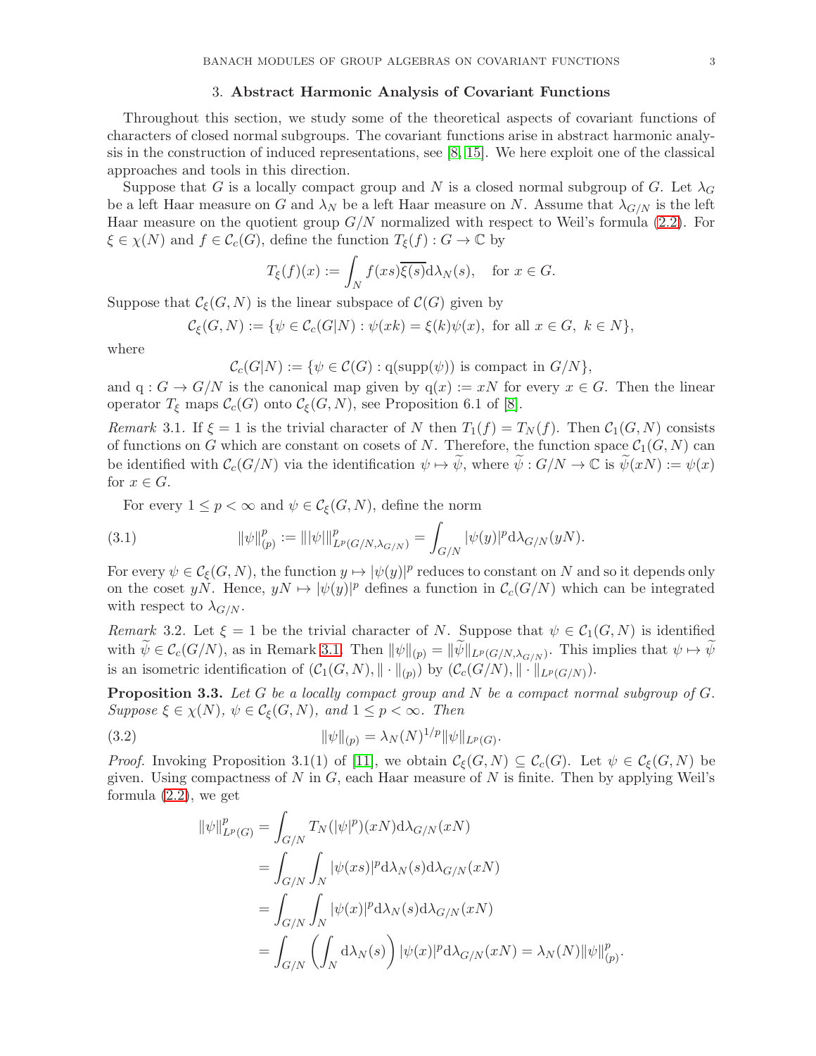## 3. **Abstract Harmonic Analysis of Covariant Functions**

Throughout this section, we study some of the theoretical aspects of covariant functions of characters of closed normal subgroups. The covariant functions arise in abstract harmonic analysis in the construction of induced representations, see [8, 15]. We here exploit one of the classical approaches and tools in this direction.

Suppose that $G$ is a locally compact group and $N$ is a closed normal subgroup of $G$. Let $\lambda_G$ be a left Haar measure on $G$ and $\lambda_N$ be a left Haar measure on $N$. Assume that $\lambda_{G/N}$ is the left Haar measure on the quotient group $G/N$ normalized with respect to Weil's formula (2.2). For $\xi \in \chi(N)$ and $f \in \mathcal{C}_c(G)$, define the function $T_\xi(f) : G \to \mathbb{C}$ by

$$T_\xi(f)(x) := \int_N f(xs)\overline{\xi(s)}\mathrm{d}\lambda_N(s), \quad \text{for } x \in G.$$

Suppose that $\mathcal{C}_\xi(G,N)$ is the linear subspace of $\mathcal{C}(G)$ given by

$$\mathcal{C}_\xi(G,N) := \{\psi \in \mathcal{C}_c(G|N) : \psi(xk) = \xi(k)\psi(x), \text{ for all } x \in G,\ k \in N\},$$

where

$$\mathcal{C}_c(G|N) := \{\psi \in \mathcal{C}(G) : \mathrm{q}(\mathrm{supp}(\psi)) \text{ is compact in } G/N\},$$

and $\mathrm{q} : G \to G/N$ is the canonical map given by $\mathrm{q}(x) := xN$ for every $x \in G$. Then the linear operator $T_\xi$ maps $\mathcal{C}_c(G)$ onto $\mathcal{C}_\xi(G,N)$, see Proposition 6.1 of [8].

*Remark* 3.1. If $\xi = 1$ is the trivial character of $N$ then $T_1(f) = T_N(f)$. Then $\mathcal{C}_1(G,N)$ consists of functions on $G$ which are constant on cosets of $N$. Therefore, the function space $\mathcal{C}_1(G,N)$ can be identified with $\mathcal{C}_c(G/N)$ via the identification $\psi \mapsto \widetilde{\psi}$, where $\widetilde{\psi} : G/N \to \mathbb{C}$ is $\widetilde{\psi}(xN) := \psi(x)$ for $x \in G$.

For every $1 \le p < \infty$ and $\psi \in \mathcal{C}_\xi(G,N)$, define the norm

$$\|\psi\|_{(p)}^p := \||\psi|\|^p_{L^p(G/N,\lambda_{G/N})} = \int_{G/N} |\psi(y)|^p \mathrm{d}\lambda_{G/N}(yN). \tag{3.1}$$

For every $\psi \in \mathcal{C}_\xi(G,N)$, the function $y \mapsto |\psi(y)|^p$ reduces to constant on $N$ and so it depends only on the coset $yN$. Hence, $yN \mapsto |\psi(y)|^p$ defines a function in $\mathcal{C}_c(G/N)$ which can be integrated with respect to $\lambda_{G/N}$.

*Remark* 3.2. Let $\xi = 1$ be the trivial character of $N$. Suppose that $\psi \in \mathcal{C}_1(G,N)$ is identified with $\widetilde{\psi} \in \mathcal{C}_c(G/N)$, as in Remark 3.1. Then $\|\psi\|_{(p)} = \|\widetilde{\psi}\|_{L^p(G/N,\lambda_{G/N})}$. This implies that $\psi \mapsto \widetilde{\psi}$ is an isometric identification of $(\mathcal{C}_1(G,N), \|\cdot\|_{(p)})$ by $(\mathcal{C}_c(G/N), \|\cdot\|_{L^p(G/N)})$.

**Proposition 3.3.** *Let $G$ be a locally compact group and $N$ be a compact normal subgroup of $G$. Suppose $\xi \in \chi(N)$, $\psi \in \mathcal{C}_\xi(G,N)$, and $1 \le p < \infty$. Then*

$$\|\psi\|_{(p)} = \lambda_N(N)^{1/p}\|\psi\|_{L^p(G)}. \tag{3.2}$$

*Proof.* Invoking Proposition 3.1(1) of [11], we obtain $\mathcal{C}_\xi(G,N) \subseteq \mathcal{C}_c(G)$. Let $\psi \in \mathcal{C}_\xi(G,N)$ be given. Using compactness of $N$ in $G$, each Haar measure of $N$ is finite. Then by applying Weil's formula (2.2), we get

$$\begin{aligned}
\|\psi\|^p_{L^p(G)} &= \int_{G/N} T_N(|\psi|^p)(xN)\mathrm{d}\lambda_{G/N}(xN) \\
&= \int_{G/N}\int_N |\psi(xs)|^p \mathrm{d}\lambda_N(s)\mathrm{d}\lambda_{G/N}(xN) \\
&= \int_{G/N}\int_N |\psi(x)|^p \mathrm{d}\lambda_N(s)\mathrm{d}\lambda_{G/N}(xN) \\
&= \int_{G/N}\left(\int_N \mathrm{d}\lambda_N(s)\right)|\psi(x)|^p \mathrm{d}\lambda_{G/N}(xN) = \lambda_N(N)\|\psi\|^p_{(p)}.
\end{aligned}$$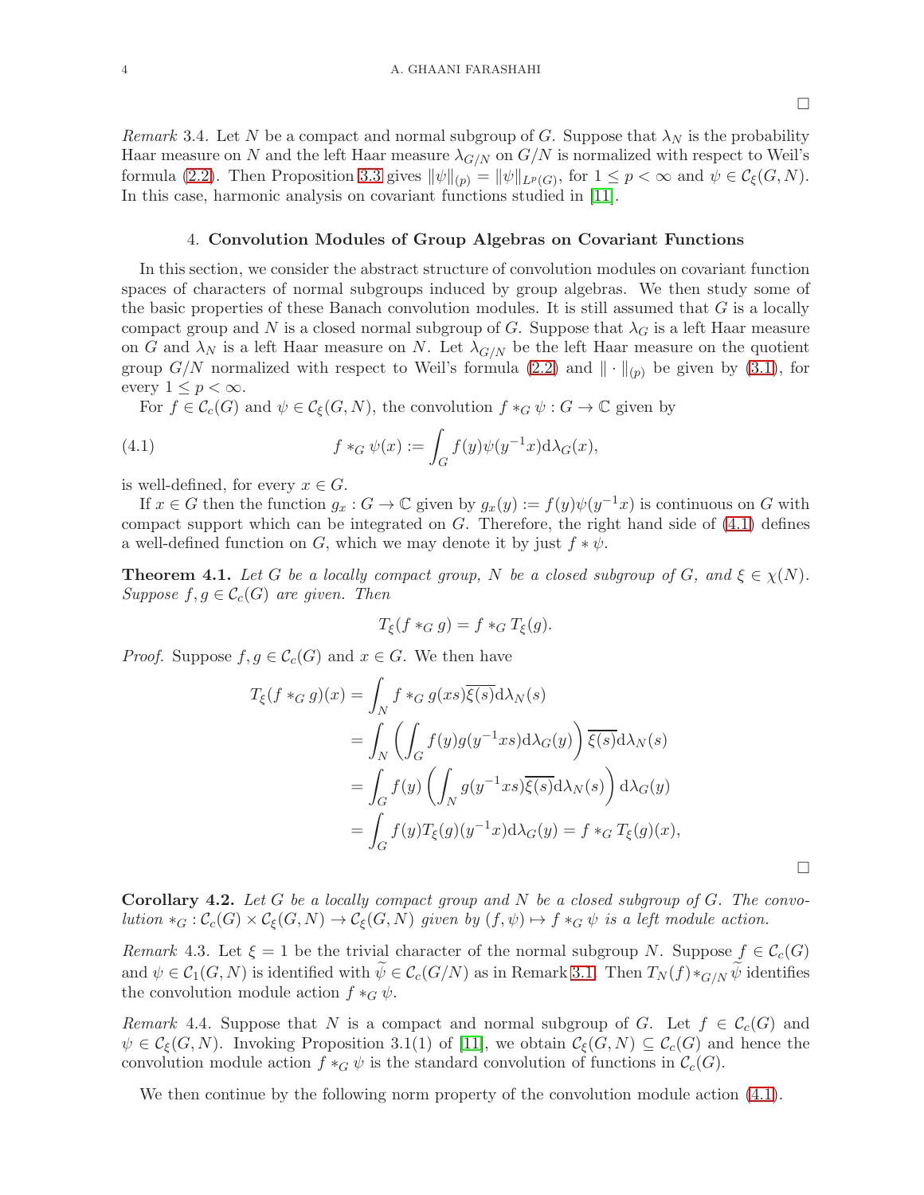□

*Remark* 3.4. Let $N$ be a compact and normal subgroup of $G$. Suppose that $\lambda_N$ is the probability Haar measure on $N$ and the left Haar measure $\lambda_{G/N}$ on $G/N$ is normalized with respect to Weil's formula (2.2). Then Proposition 3.3 gives $\|\psi\|_{(p)} = \|\psi\|_{L^p(G)}$, for $1 \leq p < \infty$ and $\psi \in \mathcal{C}_\xi(G,N)$. In this case, harmonic analysis on covariant functions studied in [11].

## 4. Convolution Modules of Group Algebras on Covariant Functions

In this section, we consider the abstract structure of convolution modules on covariant function spaces of characters of normal subgroups induced by group algebras. We then study some of the basic properties of these Banach convolution modules. It is still assumed that $G$ is a locally compact group and $N$ is a closed normal subgroup of $G$. Suppose that $\lambda_G$ is a left Haar measure on $G$ and $\lambda_N$ is a left Haar measure on $N$. Let $\lambda_{G/N}$ be the left Haar measure on the quotient group $G/N$ normalized with respect to Weil's formula (2.2) and $\|\cdot\|_{(p)}$ be given by (3.1), for every $1 \leq p < \infty$.

For $f \in \mathcal{C}_c(G)$ and $\psi \in \mathcal{C}_\xi(G,N)$, the convolution $f *_G \psi : G \to \mathbb{C}$ given by

$$f *_G \psi(x) := \int_G f(y)\psi(y^{-1}x)\mathrm{d}\lambda_G(x), \tag{4.1}$$

is well-defined, for every $x \in G$.

If $x \in G$ then the function $g_x : G \to \mathbb{C}$ given by $g_x(y) := f(y)\psi(y^{-1}x)$ is continuous on $G$ with compact support which can be integrated on $G$. Therefore, the right hand side of (4.1) defines a well-defined function on $G$, which we may denote it by just $f * \psi$.

**Theorem 4.1.** *Let $G$ be a locally compact group, $N$ be a closed subgroup of $G$, and $\xi \in \chi(N)$. Suppose $f, g \in \mathcal{C}_c(G)$ are given. Then*

$$T_\xi(f *_G g) = f *_G T_\xi(g).$$

*Proof.* Suppose $f, g \in \mathcal{C}_c(G)$ and $x \in G$. We then have

$$\begin{aligned}
T_\xi(f *_G g)(x) &= \int_N f *_G g(xs)\overline{\xi(s)}\mathrm{d}\lambda_N(s) \\
&= \int_N \left(\int_G f(y)g(y^{-1}xs)\mathrm{d}\lambda_G(y)\right)\overline{\xi(s)}\mathrm{d}\lambda_N(s) \\
&= \int_G f(y)\left(\int_N g(y^{-1}xs)\overline{\xi(s)}\mathrm{d}\lambda_N(s)\right)\mathrm{d}\lambda_G(y) \\
&= \int_G f(y)T_\xi(g)(y^{-1}x)\mathrm{d}\lambda_G(y) = f *_G T_\xi(g)(x),
\end{aligned}$$

□

**Corollary 4.2.** *Let $G$ be a locally compact group and $N$ be a closed subgroup of $G$. The convolution $*_G : \mathcal{C}_c(G) \times \mathcal{C}_\xi(G,N) \to \mathcal{C}_\xi(G,N)$ given by $(f,\psi) \mapsto f *_G \psi$ is a left module action.*

*Remark* 4.3. Let $\xi = 1$ be the trivial character of the normal subgroup $N$. Suppose $f \in \mathcal{C}_c(G)$ and $\psi \in \mathcal{C}_1(G,N)$ is identified with $\widetilde{\psi} \in \mathcal{C}_c(G/N)$ as in Remark 3.1. Then $T_N(f) *_{G/N} \widetilde{\psi}$ identifies the convolution module action $f *_G \psi$.

*Remark* 4.4. Suppose that $N$ is a compact and normal subgroup of $G$. Let $f \in \mathcal{C}_c(G)$ and $\psi \in \mathcal{C}_\xi(G,N)$. Invoking Proposition 3.1(1) of [11], we obtain $\mathcal{C}_\xi(G,N) \subseteq \mathcal{C}_c(G)$ and hence the convolution module action $f *_G \psi$ is the standard convolution of functions in $\mathcal{C}_c(G)$.

We then continue by the following norm property of the convolution module action (4.1).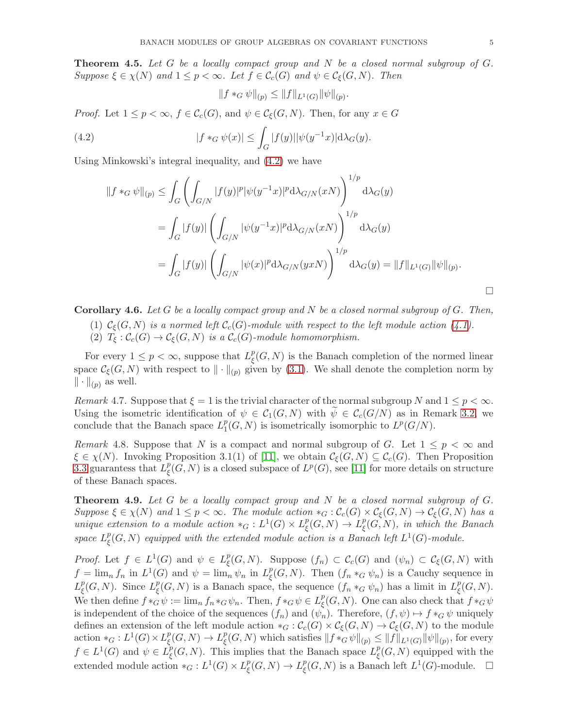**Theorem 4.5.** *Let $G$ be a locally compact group and $N$ be a closed normal subgroup of $G$. Suppose $\xi \in \chi(N)$ and $1 \leq p < \infty$. Let $f \in \mathcal{C}_c(G)$ and $\psi \in \mathcal{C}_\xi(G,N)$. Then*

$$\|f *_G \psi\|_{(p)} \leq \|f\|_{L^1(G)} \|\psi\|_{(p)}.$$

*Proof.* Let $1 \leq p < \infty$, $f \in \mathcal{C}_c(G)$, and $\psi \in \mathcal{C}_\xi(G,N)$. Then, for any $x \in G$

$$|f *_G \psi(x)| \leq \int_G |f(y)||\psi(y^{-1}x)| \mathrm{d}\lambda_G(y). \tag{4.2}$$

Using Minkowski's integral inequality, and (4.2) we have

$$\begin{aligned}
\|f *_G \psi\|_{(p)} &\leq \int_G \left( \int_{G/N} |f(y)|^p |\psi(y^{-1}x)|^p \mathrm{d}\lambda_{G/N}(xN) \right)^{1/p} \mathrm{d}\lambda_G(y) \\
&= \int_G |f(y)| \left( \int_{G/N} |\psi(y^{-1}x)|^p \mathrm{d}\lambda_{G/N}(xN) \right)^{1/p} \mathrm{d}\lambda_G(y) \\
&= \int_G |f(y)| \left( \int_{G/N} |\psi(x)|^p \mathrm{d}\lambda_{G/N}(yxN) \right)^{1/p} \mathrm{d}\lambda_G(y) = \|f\|_{L^1(G)} \|\psi\|_{(p)}.
\end{aligned}$$

□

**Corollary 4.6.** *Let $G$ be a locally compact group and $N$ be a closed normal subgroup of $G$. Then,*

1. *$\mathcal{C}_\xi(G,N)$ is a normed left $\mathcal{C}_c(G)$-module with respect to the left module action (4.1).*
2. *$T_\xi : \mathcal{C}_c(G) \to \mathcal{C}_\xi(G,N)$ is a $\mathcal{C}_c(G)$-module homomorphism.*

For every $1 \leq p < \infty$, suppose that $L^p_\xi(G,N)$ is the Banach completion of the normed linear space $\mathcal{C}_\xi(G,N)$ with respect to $\|\cdot\|_{(p)}$ given by (3.1). We shall denote the completion norm by $\|\cdot\|_{(p)}$ as well.

*Remark* 4.7. Suppose that $\xi = 1$ is the trivial character of the normal subgroup $N$ and $1 \leq p < \infty$. Using the isometric identification of $\psi \in \mathcal{C}_1(G,N)$ with $\widetilde{\psi} \in \mathcal{C}_c(G/N)$ as in Remark 3.2, we conclude that the Banach space $L^p_1(G,N)$ is isometrically isomorphic to $L^p(G/N)$.

*Remark* 4.8. Suppose that $N$ is a compact and normal subgroup of $G$. Let $1 \leq p < \infty$ and $\xi \in \chi(N)$. Invoking Proposition 3.1(1) of [11], we obtain $\mathcal{C}_\xi(G,N) \subseteq \mathcal{C}_c(G)$. Then Proposition 3.3 guarantess that $L^p_\xi(G,N)$ is a closed subspace of $L^p(G)$, see [11] for more details on structure of these Banach spaces.

**Theorem 4.9.** *Let $G$ be a locally compact group and $N$ be a closed normal subgroup of $G$. Suppose $\xi \in \chi(N)$ and $1 \leq p < \infty$. The module action $*_G : \mathcal{C}_c(G) \times \mathcal{C}_\xi(G,N) \to \mathcal{C}_\xi(G,N)$ has a unique extension to a module action $*_G : L^1(G) \times L^p_\xi(G,N) \to L^p_\xi(G,N)$, in which the Banach space $L^p_\xi(G,N)$ equipped with the extended module action is a Banach left $L^1(G)$-module.*

*Proof.* Let $f \in L^1(G)$ and $\psi \in L^p_\xi(G,N)$. Suppose $(f_n) \subset \mathcal{C}_c(G)$ and $(\psi_n) \subset \mathcal{C}_\xi(G,N)$ with $f = \lim_n f_n$ in $L^1(G)$ and $\psi = \lim_n \psi_n$ in $L^p_\xi(G,N)$. Then $(f_n *_G \psi_n)$ is a Cauchy sequence in $L^p_\xi(G,N)$. Since $L^p_\xi(G,N)$ is a Banach space, the sequence $(f_n *_G \psi_n)$ has a limit in $L^p_\xi(G,N)$. We then define $f *_G \psi := \lim_n f_n *_G \psi_n$. Then, $f *_G \psi \in L^p_\xi(G,N)$. One can also check that $f *_G \psi$ is independent of the choice of the sequences $(f_n)$ and $(\psi_n)$. Therefore, $(f,\psi) \mapsto f *_G \psi$ uniquely defines an extension of the left module action $*_G : \mathcal{C}_c(G) \times \mathcal{C}_\xi(G,N) \to \mathcal{C}_\xi(G,N)$ to the module action $*_G : L^1(G) \times L^p_\xi(G,N) \to L^p_\xi(G,N)$ which satisfies $\|f *_G \psi\|_{(p)} \leq \|f\|_{L^1(G)} \|\psi\|_{(p)}$, for every $f \in L^1(G)$ and $\psi \in L^p_\xi(G,N)$. This implies that the Banach space $L^p_\xi(G,N)$ equipped with the extended module action $*_G : L^1(G) \times L^p_\xi(G,N) \to L^p_\xi(G,N)$ is a Banach left $L^1(G)$-module. □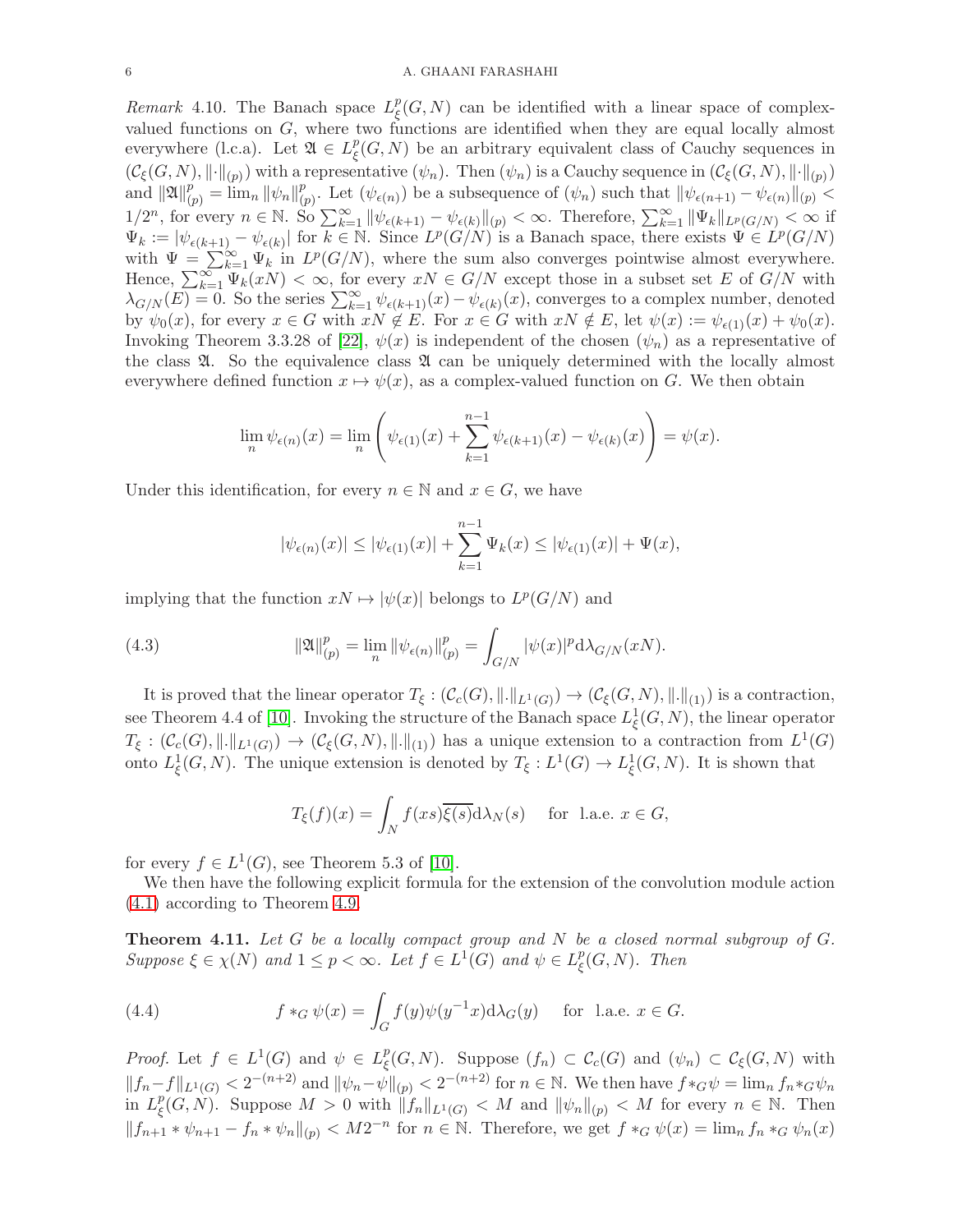*Remark* 4.10. The Banach space $L^p_\xi(G,N)$ can be identified with a linear space of complex-valued functions on $G$, where two functions are identified when they are equal locally almost everywhere (l.c.a). Let $\mathfrak{A}\in L^p_\xi(G,N)$ be an arbitrary equivalent class of Cauchy sequences in $(\mathcal{C}_\xi(G,N),\|\cdot\|_{(p)})$ with a representative $(\psi_n)$. Then $(\psi_n)$ is a Cauchy sequence in $(\mathcal{C}_\xi(G,N),\|\cdot\|_{(p)})$ and $\|\mathfrak{A}\|_{(p)}^p=\lim_n\|\psi_n\|_{(p)}^p$. Let $(\psi_{\epsilon(n)})$ be a subsequence of $(\psi_n)$ such that $\|\psi_{\epsilon(n+1)}-\psi_{\epsilon(n)}\|_{(p)}<1/2^n$, for every $n\in\mathbb{N}$. So $\sum_{k=1}^\infty\|\psi_{\epsilon(k+1)}-\psi_{\epsilon(k)}\|_{(p)}<\infty$. Therefore, $\sum_{k=1}^\infty\|\Psi_k\|_{L^p(G/N)}<\infty$ if $\Psi_k:=|\psi_{\epsilon(k+1)}-\psi_{\epsilon(k)}|$ for $k\in\mathbb{N}$. Since $L^p(G/N)$ is a Banach space, there exists $\Psi\in L^p(G/N)$ with $\Psi=\sum_{k=1}^\infty\Psi_k$ in $L^p(G/N)$, where the sum also converges pointwise almost everywhere. Hence, $\sum_{k=1}^\infty\Psi_k(xN)<\infty$, for every $xN\in G/N$ except those in a subset set $E$ of $G/N$ with $\lambda_{G/N}(E)=0$. So the series $\sum_{k=1}^\infty\psi_{\epsilon(k+1)}(x)-\psi_{\epsilon(k)}(x)$, converges to a complex number, denoted by $\psi_0(x)$, for every $x\in G$ with $xN\notin E$. For $x\in G$ with $xN\notin E$, let $\psi(x):=\psi_{\epsilon(1)}(x)+\psi_0(x)$. Invoking Theorem 3.3.28 of [22], $\psi(x)$ is independent of the chosen $(\psi_n)$ as a representative of the class $\mathfrak{A}$. So the equivalence class $\mathfrak{A}$ can be uniquely determined with the locally almost everywhere defined function $x\mapsto\psi(x)$, as a complex-valued function on $G$. We then obtain

$$\lim_n\psi_{\epsilon(n)}(x)=\lim_n\left(\psi_{\epsilon(1)}(x)+\sum_{k=1}^{n-1}\psi_{\epsilon(k+1)}(x)-\psi_{\epsilon(k)}(x)\right)=\psi(x).$$

Under this identification, for every $n\in\mathbb{N}$ and $x\in G$, we have

$$|\psi_{\epsilon(n)}(x)|\leq|\psi_{\epsilon(1)}(x)|+\sum_{k=1}^{n-1}\Psi_k(x)\leq|\psi_{\epsilon(1)}(x)|+\Psi(x),$$

implying that the function $xN\mapsto|\psi(x)|$ belongs to $L^p(G/N)$ and

$$\|\mathfrak{A}\|_{(p)}^p=\lim_n\|\psi_{\epsilon(n)}\|_{(p)}^p=\int_{G/N}|\psi(x)|^p\mathrm{d}\lambda_{G/N}(xN). \tag{4.3}$$

It is proved that the linear operator $T_\xi:(\mathcal{C}_c(G),\|.\|_{L^1(G)})\to(\mathcal{C}_\xi(G,N),\|.\|_{(1)})$ is a contraction, see Theorem 4.4 of [10]. Invoking the structure of the Banach space $L^1_\xi(G,N)$, the linear operator $T_\xi:(\mathcal{C}_c(G),\|.\|_{L^1(G)})\to(\mathcal{C}_\xi(G,N),\|.\|_{(1)})$ has a unique extension to a contraction from $L^1(G)$ onto $L^1_\xi(G,N)$. The unique extension is denoted by $T_\xi:L^1(G)\to L^1_\xi(G,N)$. It is shown that

$$T_\xi(f)(x)=\int_N f(xs)\overline{\xi(s)}\mathrm{d}\lambda_N(s)\quad\text{ for l.a.e. } x\in G,$$

for every $f\in L^1(G)$, see Theorem 5.3 of [10].

We then have the following explicit formula for the extension of the convolution module action (4.1) according to Theorem 4.9.

**Theorem 4.11.** *Let $G$ be a locally compact group and $N$ be a closed normal subgroup of $G$. Suppose $\xi\in\chi(N)$ and $1\leq p<\infty$. Let $f\in L^1(G)$ and $\psi\in L^p_\xi(G,N)$. Then*

$$f*_G\psi(x)=\int_G f(y)\psi(y^{-1}x)\mathrm{d}\lambda_G(y)\quad\text{ for l.a.e. } x\in G. \tag{4.4}$$

*Proof.* Let $f\in L^1(G)$ and $\psi\in L^p_\xi(G,N)$. Suppose $(f_n)\subset\mathcal{C}_c(G)$ and $(\psi_n)\subset\mathcal{C}_\xi(G,N)$ with $\|f_n-f\|_{L^1(G)}<2^{-(n+2)}$ and $\|\psi_n-\psi\|_{(p)}<2^{-(n+2)}$ for $n\in\mathbb{N}$. We then have $f*_G\psi=\lim_n f_n*_G\psi_n$ in $L^p_\xi(G,N)$. Suppose $M>0$ with $\|f_n\|_{L^1(G)}<M$ and $\|\psi_n\|_{(p)}<M$ for every $n\in\mathbb{N}$. Then $\|f_{n+1}*\psi_{n+1}-f_n*\psi_n\|_{(p)}<M2^{-n}$ for $n\in\mathbb{N}$. Therefore, we get $f*_G\psi(x)=\lim_n f_n*_G\psi_n(x)$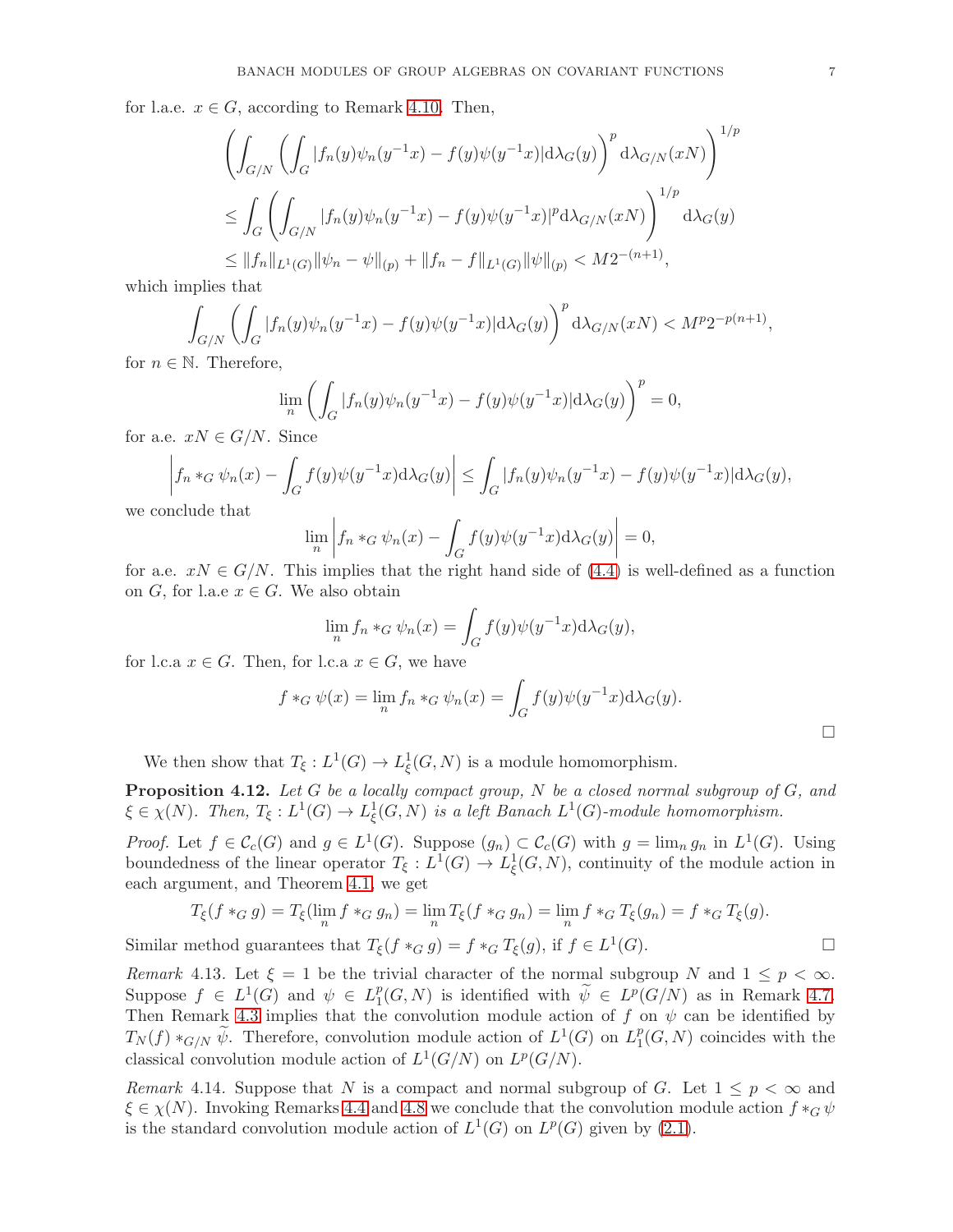for l.a.e. $x \in G$, according to Remark 4.10. Then,

$$\left(\int_{G/N}\left(\int_G |f_n(y)\psi_n(y^{-1}x) - f(y)\psi(y^{-1}x)|\mathrm{d}\lambda_G(y)\right)^p \mathrm{d}\lambda_{G/N}(xN)\right)^{1/p}$$

$$\leq \int_G \left(\int_{G/N} |f_n(y)\psi_n(y^{-1}x) - f(y)\psi(y^{-1}x)|^p \mathrm{d}\lambda_{G/N}(xN)\right)^{1/p} \mathrm{d}\lambda_G(y)$$

$$\leq \|f_n\|_{L^1(G)}\|\psi_n - \psi\|_{(p)} + \|f_n - f\|_{L^1(G)}\|\psi\|_{(p)} < M2^{-(n+1)},$$

which implies that

$$\int_{G/N}\left(\int_G |f_n(y)\psi_n(y^{-1}x) - f(y)\psi(y^{-1}x)|\mathrm{d}\lambda_G(y)\right)^p \mathrm{d}\lambda_{G/N}(xN) < M^p 2^{-p(n+1)},$$

for $n \in \mathbb{N}$. Therefore,

$$\lim_n \left(\int_G |f_n(y)\psi_n(y^{-1}x) - f(y)\psi(y^{-1}x)|\mathrm{d}\lambda_G(y)\right)^p = 0,$$

for a.e. $xN \in G/N$. Since

$$\left| f_n *_G \psi_n(x) - \int_G f(y)\psi(y^{-1}x)\mathrm{d}\lambda_G(y)\right| \leq \int_G |f_n(y)\psi_n(y^{-1}x) - f(y)\psi(y^{-1}x)|\mathrm{d}\lambda_G(y),$$

we conclude that

$$\lim_n \left| f_n *_G \psi_n(x) - \int_G f(y)\psi(y^{-1}x)\mathrm{d}\lambda_G(y)\right| = 0,$$

for a.e. $xN \in G/N$. This implies that the right hand side of (4.4) is well-defined as a function on $G$, for l.a.e $x \in G$. We also obtain

$$\lim_n f_n *_G \psi_n(x) = \int_G f(y)\psi(y^{-1}x)\mathrm{d}\lambda_G(y),$$

for l.c.a $x \in G$. Then, for l.c.a $x \in G$, we have

$$f *_G \psi(x) = \lim_n f_n *_G \psi_n(x) = \int_G f(y)\psi(y^{-1}x)\mathrm{d}\lambda_G(y).$$

□

We then show that $T_\xi : L^1(G) \to L^1_\xi(G,N)$ is a module homomorphism.

**Proposition 4.12.** *Let $G$ be a locally compact group, $N$ be a closed normal subgroup of $G$, and $\xi \in \chi(N)$. Then, $T_\xi : L^1(G) \to L^1_\xi(G,N)$ is a left Banach $L^1(G)$-module homomorphism.*

*Proof.* Let $f \in \mathcal{C}_c(G)$ and $g \in L^1(G)$. Suppose $(g_n) \subset \mathcal{C}_c(G)$ with $g = \lim_n g_n$ in $L^1(G)$. Using boundedness of the linear operator $T_\xi : L^1(G) \to L^1_\xi(G,N)$, continuity of the module action in each argument, and Theorem 4.1, we get

$$T_\xi(f *_G g) = T_\xi(\lim_n f *_G g_n) = \lim_n T_\xi(f *_G g_n) = \lim_n f *_G T_\xi(g_n) = f *_G T_\xi(g).$$

Similar method guarantees that $T_\xi(f *_G g) = f *_G T_\xi(g)$, if $f \in L^1(G)$. □

*Remark* 4.13. Let $\xi = 1$ be the trivial character of the normal subgroup $N$ and $1 \leq p < \infty$. Suppose $f \in L^1(G)$ and $\psi \in L^p_1(G,N)$ is identified with $\widetilde{\psi} \in L^p(G/N)$ as in Remark 4.7. Then Remark 4.3 implies that the convolution module action of $f$ on $\psi$ can be identified by $T_N(f) *_{G/N} \widetilde{\psi}$. Therefore, convolution module action of $L^1(G)$ on $L^p_1(G,N)$ coincides with the classical convolution module action of $L^1(G/N)$ on $L^p(G/N)$.

*Remark* 4.14. Suppose that $N$ is a compact and normal subgroup of $G$. Let $1 \leq p < \infty$ and $\xi \in \chi(N)$. Invoking Remarks 4.4 and 4.8 we conclude that the convolution module action $f *_G \psi$ is the standard convolution module action of $L^1(G)$ on $L^p(G)$ given by (2.1).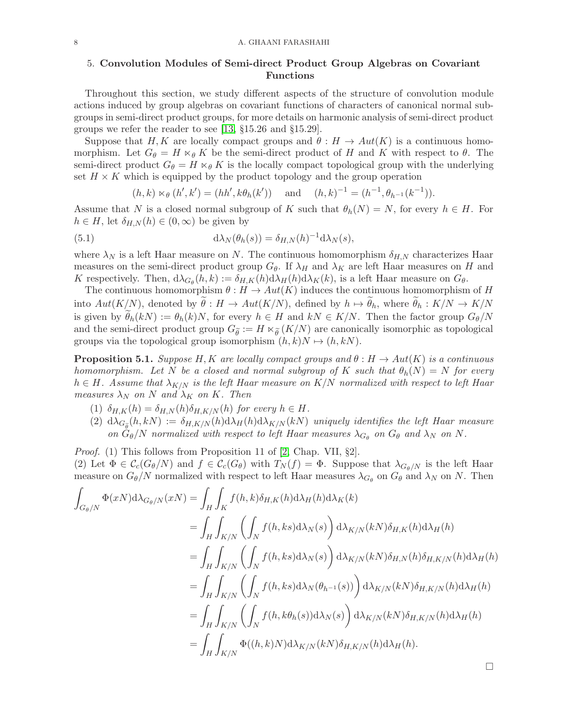## 5. **Convolution Modules of Semi-direct Product Group Algebras on Covariant Functions**

Throughout this section, we study different aspects of the structure of convolution module actions induced by group algebras on covariant functions of characters of canonical normal subgroups in semi-direct product groups, for more details on harmonic analysis of semi-direct product groups we refer the reader to see [13, §15.26 and §15.29].

Suppose that $H, K$ are locally compact groups and $\theta : H \to Aut(K)$ is a continuous homomorphism. Let $G_\theta = H \ltimes_\theta K$ be the semi-direct product of $H$ and $K$ with respect to $\theta$. The semi-direct product $G_\theta = H \ltimes_\theta K$ is the locally compact topological group with the underlying set $H \times K$ which is equipped by the product topology and the group operation

$$(h, k) \ltimes_\theta (h', k') = (hh', k\theta_h(k')) \quad \text{and} \quad (h, k)^{-1} = (h^{-1}, \theta_{h^{-1}}(k^{-1})).$$

Assume that $N$ is a closed normal subgroup of $K$ such that $\theta_h(N) = N$, for every $h \in H$. For $h \in H$, let $\delta_{H,N}(h) \in (0, \infty)$ be given by

$$\mathrm{d}\lambda_N(\theta_h(s)) = \delta_{H,N}(h)^{-1}\mathrm{d}\lambda_N(s), \tag{5.1}$$

where $\lambda_N$ is a left Haar measure on $N$. The continuous homomorphism $\delta_{H,N}$ characterizes Haar measures on the semi-direct product group $G_\theta$. If $\lambda_H$ and $\lambda_K$ are left Haar measures on $H$ and $K$ respectively. Then, $\mathrm{d}\lambda_{G_\theta}(h, k) := \delta_{H,K}(h)\mathrm{d}\lambda_H(h)\mathrm{d}\lambda_K(k)$, is a left Haar measure on $G_\theta$.

The continuous homomorphism $\theta : H \to Aut(K)$ induces the continuous homomorphism of $H$ into $Aut(K/N)$, denoted by $\widetilde{\theta} : H \to Aut(K/N)$, defined by $h \mapsto \widetilde{\theta}_h$, where $\widetilde{\theta}_h : K/N \to K/N$ is given by $\widetilde{\theta}_h(kN) := \theta_h(k)N$, for every $h \in H$ and $kN \in K/N$. Then the factor group $G_\theta/N$ and the semi-direct product group $G_{\widetilde{\theta}} := H \ltimes_{\widetilde{\theta}} (K/N)$ are canonically isomorphic as topological groups via the topological group isomorphism $(h, k)N \mapsto (h, kN)$.

**Proposition 5.1.** *Suppose $H, K$ are locally compact groups and $\theta : H \to Aut(K)$ is a continuous homomorphism. Let $N$ be a closed and normal subgroup of $K$ such that $\theta_h(N) = N$ for every $h \in H$. Assume that $\lambda_{K/N}$ is the left Haar measure on $K/N$ normalized with respect to left Haar measures $\lambda_N$ on $N$ and $\lambda_K$ on $K$. Then*

1. *$\delta_{H,K}(h) = \delta_{H,N}(h)\delta_{H,K/N}(h)$ for every $h \in H$.*
2. *$\mathrm{d}\lambda_{G_{\widetilde{\theta}}}(h, kN) := \delta_{H,K/N}(h)\mathrm{d}\lambda_H(h)\mathrm{d}\lambda_{K/N}(kN)$ uniquely identifies the left Haar measure on $G_\theta/N$ normalized with respect to left Haar measures $\lambda_{G_\theta}$ on $G_\theta$ and $\lambda_N$ on $N$.*

*Proof.* (1) This follows from Proposition 11 of [2, Chap. VII, §2].
(2) Let $\Phi \in \mathcal{C}_c(G_\theta/N)$ and $f \in \mathcal{C}_c(G_\theta)$ with $T_N(f) = \Phi$. Suppose that $\lambda_{G_\theta/N}$ is the left Haar measure on $G_\theta/N$ normalized with respect to left Haar measures $\lambda_{G_\theta}$ on $G_\theta$ and $\lambda_N$ on $N$. Then

$$\begin{aligned}
\int_{G_\theta/N} \Phi(xN)\mathrm{d}\lambda_{G_\theta/N}(xN) &= \int_H \int_K f(h, k)\delta_{H,K}(h)\mathrm{d}\lambda_H(h)\mathrm{d}\lambda_K(k) \\
&= \int_H \int_{K/N} \left( \int_N f(h, ks)\mathrm{d}\lambda_N(s) \right) \mathrm{d}\lambda_{K/N}(kN)\delta_{H,K}(h)\mathrm{d}\lambda_H(h) \\
&= \int_H \int_{K/N} \left( \int_N f(h, ks)\mathrm{d}\lambda_N(s) \right) \mathrm{d}\lambda_{K/N}(kN)\delta_{H,N}(h)\delta_{H,K/N}(h)\mathrm{d}\lambda_H(h) \\
&= \int_H \int_{K/N} \left( \int_N f(h, ks)\mathrm{d}\lambda_N(\theta_{h^{-1}}(s)) \right) \mathrm{d}\lambda_{K/N}(kN)\delta_{H,K/N}(h)\mathrm{d}\lambda_H(h) \\
&= \int_H \int_{K/N} \left( \int_N f(h, k\theta_h(s))\mathrm{d}\lambda_N(s) \right) \mathrm{d}\lambda_{K/N}(kN)\delta_{H,K/N}(h)\mathrm{d}\lambda_H(h) \\
&= \int_H \int_{K/N} \Phi((h, k)N)\mathrm{d}\lambda_{K/N}(kN)\delta_{H,K/N}(h)\mathrm{d}\lambda_H(h).
\end{aligned}$$

□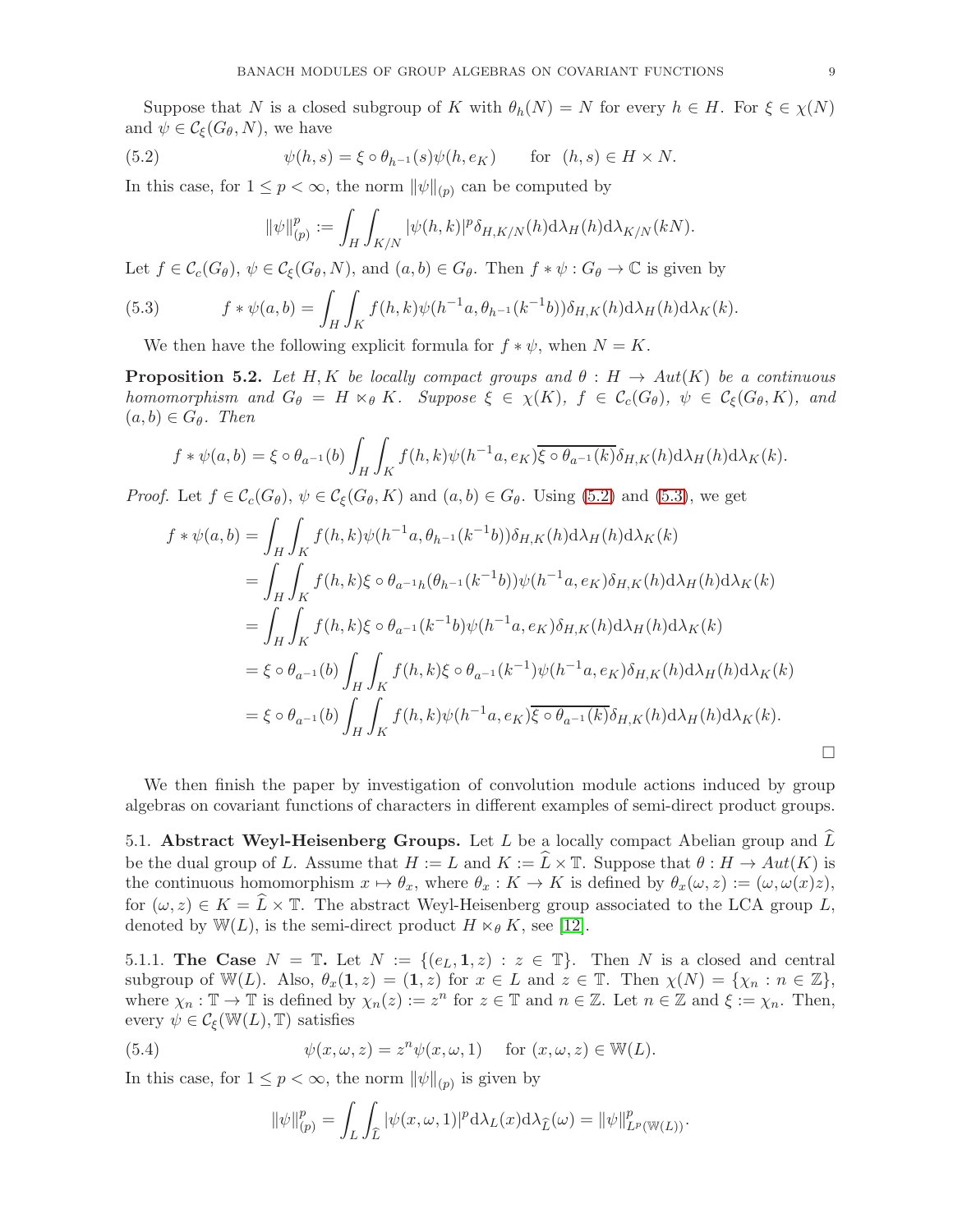Suppose that $N$ is a closed subgroup of $K$ with $\theta_h(N) = N$ for every $h \in H$. For $\xi \in \chi(N)$ and $\psi \in \mathcal{C}_\xi(G_\theta, N)$, we have

$$\psi(h, s) = \xi \circ \theta_{h^{-1}}(s)\psi(h, e_K) \qquad \text{for} \quad (h, s) \in H \times N. \tag{5.2}$$

In this case, for $1 \leq p < \infty$, the norm $\|\psi\|_{(p)}$ can be computed by

$$\|\psi\|_{(p)}^p := \int_H \int_{K/N} |\psi(h, k)|^p \delta_{H,K/N}(h) \mathrm{d}\lambda_H(h) \mathrm{d}\lambda_{K/N}(kN).$$

Let $f \in \mathcal{C}_c(G_\theta)$, $\psi \in \mathcal{C}_\xi(G_\theta, N)$, and $(a, b) \in G_\theta$. Then $f * \psi : G_\theta \to \mathbb{C}$ is given by

$$f * \psi(a, b) = \int_H \int_K f(h, k)\psi(h^{-1}a, \theta_{h^{-1}}(k^{-1}b))\delta_{H,K}(h) \mathrm{d}\lambda_H(h) \mathrm{d}\lambda_K(k). \tag{5.3}$$

We then have the following explicit formula for $f * \psi$, when $N = K$.

**Proposition 5.2.** *Let $H, K$ be locally compact groups and $\theta : H \to Aut(K)$ be a continuous homomorphism and $G_\theta = H \ltimes_\theta K$. Suppose $\xi \in \chi(K)$, $f \in \mathcal{C}_c(G_\theta)$, $\psi \in \mathcal{C}_\xi(G_\theta, K)$, and $(a, b) \in G_\theta$. Then*

$$f * \psi(a, b) = \xi \circ \theta_{a^{-1}}(b) \int_H \int_K f(h, k)\psi(h^{-1}a, e_K)\overline{\xi \circ \theta_{a^{-1}}(k)}\delta_{H,K}(h) \mathrm{d}\lambda_H(h) \mathrm{d}\lambda_K(k).$$

*Proof.* Let $f \in \mathcal{C}_c(G_\theta)$, $\psi \in \mathcal{C}_\xi(G_\theta, K)$ and $(a, b) \in G_\theta$. Using (5.2) and (5.3), we get

$$\begin{aligned}
f * \psi(a, b) &= \int_H \int_K f(h, k)\psi(h^{-1}a, \theta_{h^{-1}}(k^{-1}b))\delta_{H,K}(h) \mathrm{d}\lambda_H(h) \mathrm{d}\lambda_K(k) \\
&= \int_H \int_K f(h, k)\xi \circ \theta_{a^{-1}h}(\theta_{h^{-1}}(k^{-1}b))\psi(h^{-1}a, e_K)\delta_{H,K}(h) \mathrm{d}\lambda_H(h) \mathrm{d}\lambda_K(k) \\
&= \int_H \int_K f(h, k)\xi \circ \theta_{a^{-1}}(k^{-1}b)\psi(h^{-1}a, e_K)\delta_{H,K}(h) \mathrm{d}\lambda_H(h) \mathrm{d}\lambda_K(k) \\
&= \xi \circ \theta_{a^{-1}}(b) \int_H \int_K f(h, k)\xi \circ \theta_{a^{-1}}(k^{-1})\psi(h^{-1}a, e_K)\delta_{H,K}(h) \mathrm{d}\lambda_H(h) \mathrm{d}\lambda_K(k) \\
&= \xi \circ \theta_{a^{-1}}(b) \int_H \int_K f(h, k)\psi(h^{-1}a, e_K)\overline{\xi \circ \theta_{a^{-1}}(k)}\delta_{H,K}(h) \mathrm{d}\lambda_H(h) \mathrm{d}\lambda_K(k).
\end{aligned}$$

$\square$

We then finish the paper by investigation of convolution module actions induced by group algebras on covariant functions of characters in different examples of semi-direct product groups.

### 5.1. Abstract Weyl-Heisenberg Groups.

Let $L$ be a locally compact Abelian group and $\widehat{L}$ be the dual group of $L$. Assume that $H := L$ and $K := \widehat{L} \times \mathbb{T}$. Suppose that $\theta : H \to Aut(K)$ is the continuous homomorphism $x \mapsto \theta_x$, where $\theta_x : K \to K$ is defined by $\theta_x(\omega, z) := (\omega, \omega(x)z)$, for $(\omega, z) \in K = \widehat{L} \times \mathbb{T}$. The abstract Weyl-Heisenberg group associated to the LCA group $L$, denoted by $\mathbb{W}(L)$, is the semi-direct product $H \ltimes_\theta K$, see [12].

#### 5.1.1. The Case $N = \mathbb{T}$.

Let $N := \{(e_L, \mathbf{1}, z) : z \in \mathbb{T}\}$. Then $N$ is a closed and central subgroup of $\mathbb{W}(L)$. Also, $\theta_x(\mathbf{1}, z) = (\mathbf{1}, z)$ for $x \in L$ and $z \in \mathbb{T}$. Then $\chi(N) = \{\chi_n : n \in \mathbb{Z}\}$, where $\chi_n : \mathbb{T} \to \mathbb{T}$ is defined by $\chi_n(z) := z^n$ for $z \in \mathbb{T}$ and $n \in \mathbb{Z}$. Let $n \in \mathbb{Z}$ and $\xi := \chi_n$. Then, every $\psi \in \mathcal{C}_\xi(\mathbb{W}(L), \mathbb{T})$ satisfies

$$\psi(x, \omega, z) = z^n \psi(x, \omega, 1) \quad \text{ for } (x, \omega, z) \in \mathbb{W}(L). \tag{5.4}$$

In this case, for $1 \leq p < \infty$, the norm $\|\psi\|_{(p)}$ is given by

$$\|\psi\|_{(p)}^p = \int_L \int_{\widehat{L}} |\psi(x, \omega, 1)|^p \mathrm{d}\lambda_L(x) \mathrm{d}\lambda_{\widehat{L}}(\omega) = \|\psi\|_{L^p(\mathbb{W}(L))}^p.$$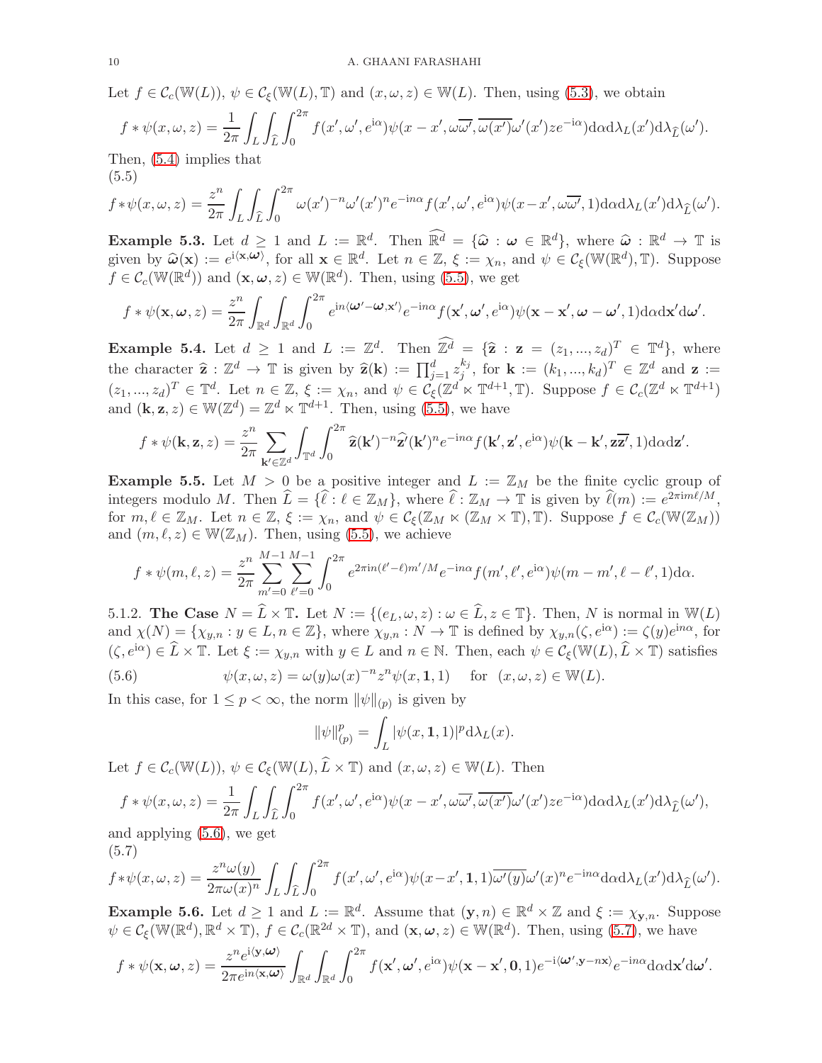Let $f \in \mathcal{C}_c(\mathbb{W}(L))$, $\psi \in \mathcal{C}_\xi(\mathbb{W}(L), \mathbb{T})$ and $(x, \omega, z) \in \mathbb{W}(L)$. Then, using (5.3), we obtain

$$f * \psi(x, \omega, z) = \frac{1}{2\pi}\int_L \int_{\widehat{L}} \int_0^{2\pi} f(x', \omega', e^{\mathrm{i}\alpha})\psi(x - x', \omega\overline{\omega'}, \overline{\omega(x')}\omega'(x')z e^{-\mathrm{i}\alpha})\mathrm{d}\alpha \mathrm{d}\lambda_L(x')\mathrm{d}\lambda_{\widehat{L}}(\omega').$$

Then, (5.4) implies that

$$f*\psi(x, \omega, z) = \frac{z^n}{2\pi}\int_L \int_{\widehat{L}} \int_0^{2\pi} \omega(x')^{-n}\omega'(x')^n e^{-\mathrm{i}n\alpha} f(x', \omega', e^{\mathrm{i}\alpha})\psi(x - x', \omega\overline{\omega'}, 1)\mathrm{d}\alpha \mathrm{d}\lambda_L(x')\mathrm{d}\lambda_{\widehat{L}}(\omega'). \tag{5.5}$$

**Example 5.3.** Let $d \geq 1$ and $L := \mathbb{R}^d$. Then $\widehat{\mathbb{R}^d} = \{\widehat{\boldsymbol{\omega}} : \boldsymbol{\omega} \in \mathbb{R}^d\}$, where $\widehat{\boldsymbol{\omega}} : \mathbb{R}^d \to \mathbb{T}$ is given by $\widehat{\boldsymbol{\omega}}(\mathbf{x}) := e^{\mathrm{i}\langle \mathbf{x}, \boldsymbol{\omega}\rangle}$, for all $\mathbf{x} \in \mathbb{R}^d$. Let $n \in \mathbb{Z}$, $\xi := \chi_n$, and $\psi \in \mathcal{C}_\xi(\mathbb{W}(\mathbb{R}^d), \mathbb{T})$. Suppose $f \in \mathcal{C}_c(\mathbb{W}(\mathbb{R}^d))$ and $(\mathbf{x}, \boldsymbol{\omega}, z) \in \mathbb{W}(\mathbb{R}^d)$. Then, using (5.5), we get

$$f * \psi(\mathbf{x}, \boldsymbol{\omega}, z) = \frac{z^n}{2\pi}\int_{\mathbb{R}^d}\int_{\mathbb{R}^d}\int_0^{2\pi} e^{\mathrm{i}n\langle \boldsymbol{\omega}' - \boldsymbol{\omega}, \mathbf{x}'\rangle} e^{-\mathrm{i}n\alpha} f(\mathbf{x}', \boldsymbol{\omega}', e^{\mathrm{i}\alpha})\psi(\mathbf{x} - \mathbf{x}', \boldsymbol{\omega} - \boldsymbol{\omega}', 1)\mathrm{d}\alpha \mathrm{d}\mathbf{x}'\mathrm{d}\boldsymbol{\omega}'.$$

**Example 5.4.** Let $d \geq 1$ and $L := \mathbb{Z}^d$. Then $\widehat{\mathbb{Z}^d} = \{\widehat{\mathbf{z}} : \mathbf{z} = (z_1, ..., z_d)^T \in \mathbb{T}^d\}$, where the character $\widehat{\mathbf{z}} : \mathbb{Z}^d \to \mathbb{T}$ is given by $\widehat{\mathbf{z}}(\mathbf{k}) := \prod_{j=1}^d z_j^{k_j}$, for $\mathbf{k} := (k_1, ..., k_d)^T \in \mathbb{Z}^d$ and $\mathbf{z} := (z_1, ..., z_d)^T \in \mathbb{T}^d$. Let $n \in \mathbb{Z}$, $\xi := \chi_n$, and $\psi \in \mathcal{C}_\xi(\mathbb{Z}^d \ltimes \mathbb{T}^{d+1}, \mathbb{T})$. Suppose $f \in \mathcal{C}_c(\mathbb{Z}^d \ltimes \mathbb{T}^{d+1})$ and $(\mathbf{k}, \mathbf{z}, z) \in \mathbb{W}(\mathbb{Z}^d) = \mathbb{Z}^d \ltimes \mathbb{T}^{d+1}$. Then, using (5.5), we have

$$f * \psi(\mathbf{k}, \mathbf{z}, z) = \frac{z^n}{2\pi}\sum_{\mathbf{k}' \in \mathbb{Z}^d}\int_{\mathbb{T}^d}\int_0^{2\pi} \widehat{\mathbf{z}}(\mathbf{k}')^{-n}\widehat{\mathbf{z}'}(\mathbf{k}')^n e^{-\mathrm{i}n\alpha} f(\mathbf{k}', \mathbf{z}', e^{\mathrm{i}\alpha})\psi(\mathbf{k} - \mathbf{k}', \mathbf{z}\overline{\mathbf{z}'}, 1)\mathrm{d}\alpha \mathrm{d}\mathbf{z}'.$$

**Example 5.5.** Let $M > 0$ be a positive integer and $L := \mathbb{Z}_M$ be the finite cyclic group of integers modulo $M$. Then $\widehat{L} = \{\widehat{\ell} : \ell \in \mathbb{Z}_M\}$, where $\widehat{\ell} : \mathbb{Z}_M \to \mathbb{T}$ is given by $\widehat{\ell}(m) := e^{2\pi \mathrm{i}m\ell/M}$, for $m, \ell \in \mathbb{Z}_M$. Let $n \in \mathbb{Z}$, $\xi := \chi_n$, and $\psi \in \mathcal{C}_\xi(\mathbb{Z}_M \ltimes (\mathbb{Z}_M \times \mathbb{T}), \mathbb{T})$. Suppose $f \in \mathcal{C}_c(\mathbb{W}(\mathbb{Z}_M))$ and $(m, \ell, z) \in \mathbb{W}(\mathbb{Z}_M)$. Then, using (5.5), we achieve

$$f * \psi(m, \ell, z) = \frac{z^n}{2\pi}\sum_{m'=0}^{M-1}\sum_{\ell'=0}^{M-1}\int_0^{2\pi} e^{2\pi \mathrm{i}n(\ell' - \ell)m'/M} e^{-\mathrm{i}n\alpha} f(m', \ell', e^{\mathrm{i}\alpha})\psi(m - m', \ell - \ell', 1)\mathrm{d}\alpha.$$

5.1.2. **The Case** $N = \widehat{L} \times \mathbb{T}$. Let $N := \{(e_L, \omega, z) : \omega \in \widehat{L}, z \in \mathbb{T}\}$. Then, $N$ is normal in $\mathbb{W}(L)$ and $\chi(N) = \{\chi_{y,n} : y \in L, n \in \mathbb{Z}\}$, where $\chi_{y,n} : N \to \mathbb{T}$ is defined by $\chi_{y,n}(\zeta, e^{\mathrm{i}\alpha}) := \zeta(y)e^{\mathrm{i}n\alpha}$, for $(\zeta, e^{\mathrm{i}\alpha}) \in \widehat{L} \times \mathbb{T}$. Let $\xi := \chi_{y,n}$ with $y \in L$ and $n \in \mathbb{N}$. Then, each $\psi \in \mathcal{C}_\xi(\mathbb{W}(L), \widehat{L} \times \mathbb{T})$ satisfies

$$\psi(x, \omega, z) = \omega(y)\omega(x)^{-n}z^n\psi(x, \mathbf{1}, 1) \quad \text{for} \ \ (x, \omega, z) \in \mathbb{W}(L). \tag{5.6}$$

In this case, for $1 \leq p < \infty$, the norm $\|\psi\|_{(p)}$ is given by

$$\|\psi\|_{(p)}^p = \int_L |\psi(x, \mathbf{1}, 1)|^p \mathrm{d}\lambda_L(x).$$

Let $f \in \mathcal{C}_c(\mathbb{W}(L))$, $\psi \in \mathcal{C}_\xi(\mathbb{W}(L), \widehat{L} \times \mathbb{T})$ and $(x, \omega, z) \in \mathbb{W}(L)$. Then

$$f * \psi(x, \omega, z) = \frac{1}{2\pi}\int_L \int_{\widehat{L}} \int_0^{2\pi} f(x', \omega', e^{\mathrm{i}\alpha})\psi(x - x', \omega\overline{\omega'}, \overline{\omega(x')}\omega'(x')z e^{-\mathrm{i}\alpha})\mathrm{d}\alpha \mathrm{d}\lambda_L(x')\mathrm{d}\lambda_{\widehat{L}}(\omega'),$$

and applying (5.6), we get

$$f*\psi(x, \omega, z) = \frac{z^n\omega(y)}{2\pi\omega(x)^n}\int_L \int_{\widehat{L}} \int_0^{2\pi} f(x', \omega', e^{\mathrm{i}\alpha})\psi(x - x', \mathbf{1}, 1)\overline{\omega'(y)}\omega'(x')^n e^{-\mathrm{i}n\alpha}\mathrm{d}\alpha \mathrm{d}\lambda_L(x')\mathrm{d}\lambda_{\widehat{L}}(\omega'). \tag{5.7}$$

**Example 5.6.** Let $d \geq 1$ and $L := \mathbb{R}^d$. Assume that $(\mathbf{y}, n) \in \mathbb{R}^d \times \mathbb{Z}$ and $\xi := \chi_{\mathbf{y},n}$. Suppose $\psi \in \mathcal{C}_\xi(\mathbb{W}(\mathbb{R}^d), \mathbb{R}^d \times \mathbb{T})$, $f \in \mathcal{C}_c(\mathbb{R}^{2d} \times \mathbb{T})$, and $(\mathbf{x}, \boldsymbol{\omega}, z) \in \mathbb{W}(\mathbb{R}^d)$. Then, using (5.7), we have

$$f * \psi(\mathbf{x}, \boldsymbol{\omega}, z) = \frac{z^n e^{\mathrm{i}\langle \mathbf{y}, \boldsymbol{\omega}\rangle}}{2\pi e^{\mathrm{i}n\langle \mathbf{x}, \boldsymbol{\omega}\rangle}}\int_{\mathbb{R}^d}\int_{\mathbb{R}^d}\int_0^{2\pi} f(\mathbf{x}', \boldsymbol{\omega}', e^{\mathrm{i}\alpha})\psi(\mathbf{x} - \mathbf{x}', \mathbf{0}, 1)e^{-\mathrm{i}\langle \boldsymbol{\omega}', \mathbf{y} - n\mathbf{x}\rangle} e^{-\mathrm{i}n\alpha}\mathrm{d}\alpha \mathrm{d}\mathbf{x}'\mathrm{d}\boldsymbol{\omega}'.$$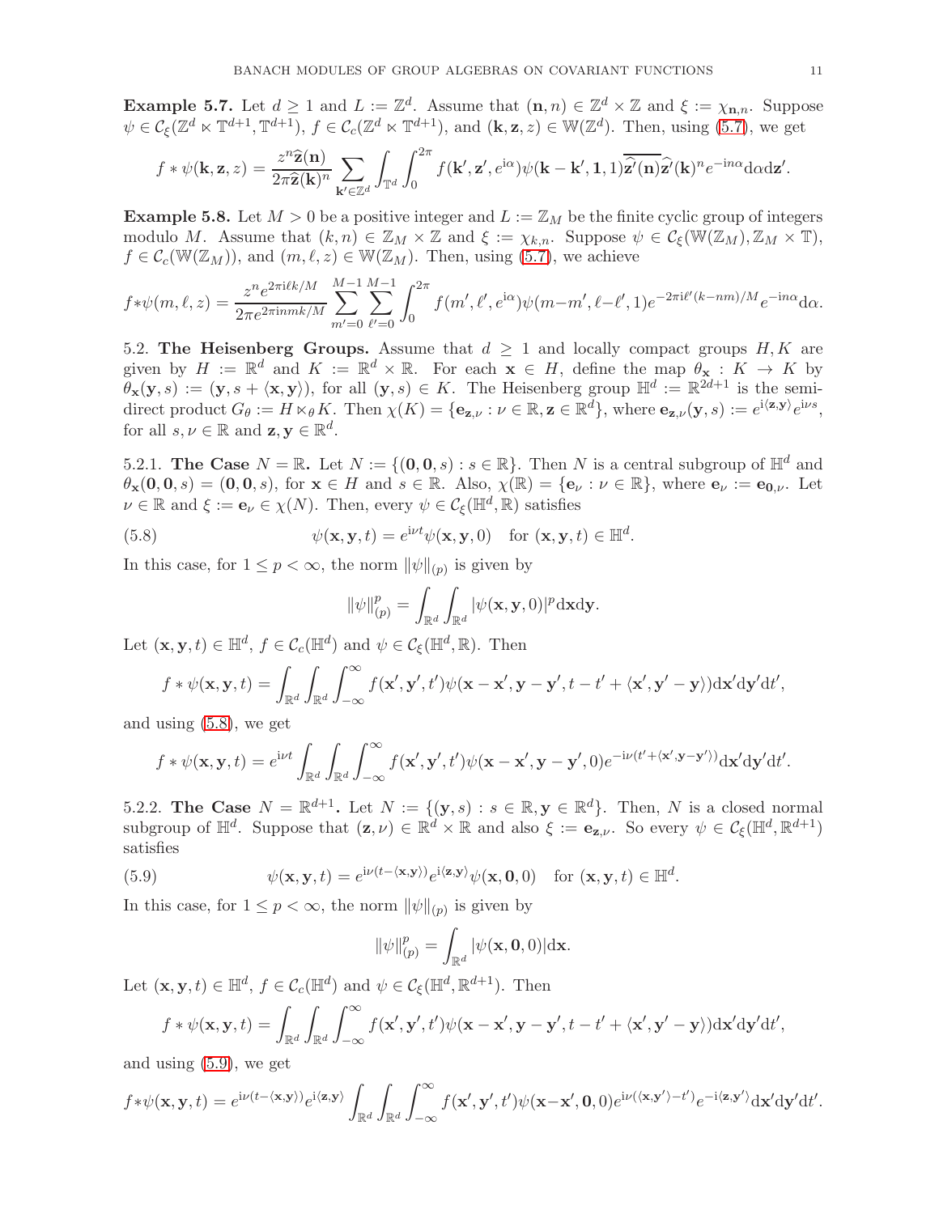**Example 5.7.** Let $d \geq 1$ and $L := \mathbb{Z}^d$. Assume that $(\mathbf{n}, n) \in \mathbb{Z}^d \times \mathbb{Z}$ and $\xi := \chi_{\mathbf{n},n}$. Suppose $\psi \in \mathcal{C}_\xi(\mathbb{Z}^d \ltimes \mathbb{T}^{d+1}, \mathbb{T}^{d+1})$, $f \in \mathcal{C}_c(\mathbb{Z}^d \ltimes \mathbb{T}^{d+1})$, and $(\mathbf{k}, \mathbf{z}, z) \in \mathbb{W}(\mathbb{Z}^d)$. Then, using (5.7), we get

$$f * \psi(\mathbf{k}, \mathbf{z}, z) = \frac{z^n \widehat{\mathbf{z}}(\mathbf{n})}{2\pi \widehat{\mathbf{z}}(\mathbf{k})^n} \sum_{\mathbf{k}' \in \mathbb{Z}^d} \int_{\mathbb{T}^d} \int_0^{2\pi} f(\mathbf{k}', \mathbf{z}', e^{\mathrm{i}\alpha}) \psi(\mathbf{k} - \mathbf{k}', \mathbf{1}, 1) \overline{\widehat{\mathbf{z}'}(\mathbf{n})} \widehat{\mathbf{z}'}(\mathbf{k})^n e^{-\mathrm{i}n\alpha} \mathrm{d}\alpha \mathrm{d}\mathbf{z}'.$$

**Example 5.8.** Let $M > 0$ be a positive integer and $L := \mathbb{Z}_M$ be the finite cyclic group of integers modulo $M$. Assume that $(k, n) \in \mathbb{Z}_M \times \mathbb{Z}$ and $\xi := \chi_{k,n}$. Suppose $\psi \in \mathcal{C}_\xi(\mathbb{W}(\mathbb{Z}_M), \mathbb{Z}_M \times \mathbb{T})$, $f \in \mathcal{C}_c(\mathbb{W}(\mathbb{Z}_M))$, and $(m, \ell, z) \in \mathbb{W}(\mathbb{Z}_M)$. Then, using (5.7), we achieve

$$f * \psi(m, \ell, z) = \frac{z^n e^{2\pi \mathrm{i}\ell k/M}}{2\pi e^{2\pi \mathrm{i}nmk/M}} \sum_{m'=0}^{M-1} \sum_{\ell'=0}^{M-1} \int_0^{2\pi} f(m', \ell', e^{\mathrm{i}\alpha}) \psi(m - m', \ell - \ell', 1) e^{-2\pi \mathrm{i}\ell'(k - nm)/M} e^{-\mathrm{i}n\alpha} \mathrm{d}\alpha.$$

5.2. **The Heisenberg Groups.** Assume that $d \geq 1$ and locally compact groups $H, K$ are given by $H := \mathbb{R}^d$ and $K := \mathbb{R}^d \times \mathbb{R}$. For each $\mathbf{x} \in H$, define the map $\theta_{\mathbf{x}} : K \to K$ by $\theta_{\mathbf{x}}(\mathbf{y}, s) := (\mathbf{y}, s + \langle \mathbf{x}, \mathbf{y} \rangle)$, for all $(\mathbf{y}, s) \in K$. The Heisenberg group $\mathbb{H}^d := \mathbb{R}^{2d+1}$ is the semi-direct product $G_\theta := H \ltimes_\theta K$. Then $\chi(K) = \{\mathbf{e}_{\mathbf{z},\nu} : \nu \in \mathbb{R}, \mathbf{z} \in \mathbb{R}^d\}$, where $\mathbf{e}_{\mathbf{z},\nu}(\mathbf{y}, s) := e^{\mathrm{i}\langle \mathbf{z}, \mathbf{y} \rangle} e^{\mathrm{i}\nu s}$, for all $s, \nu \in \mathbb{R}$ and $\mathbf{z}, \mathbf{y} \in \mathbb{R}^d$.

5.2.1. **The Case $N = \mathbb{R}$.** Let $N := \{(\mathbf{0}, \mathbf{0}, s) : s \in \mathbb{R}\}$. Then $N$ is a central subgroup of $\mathbb{H}^d$ and $\theta_{\mathbf{x}}(\mathbf{0}, \mathbf{0}, s) = (\mathbf{0}, \mathbf{0}, s)$, for $\mathbf{x} \in H$ and $s \in \mathbb{R}$. Also, $\chi(\mathbb{R}) = \{\mathbf{e}_\nu : \nu \in \mathbb{R}\}$, where $\mathbf{e}_\nu := \mathbf{e}_{\mathbf{0},\nu}$. Let $\nu \in \mathbb{R}$ and $\xi := \mathbf{e}_\nu \in \chi(N)$. Then, every $\psi \in \mathcal{C}_\xi(\mathbb{H}^d, \mathbb{R})$ satisfies

$$\psi(\mathbf{x}, \mathbf{y}, t) = e^{\mathrm{i}\nu t} \psi(\mathbf{x}, \mathbf{y}, 0) \quad \text{for } (\mathbf{x}, \mathbf{y}, t) \in \mathbb{H}^d. \tag{5.8}$$

In this case, for $1 \leq p < \infty$, the norm $\|\psi\|_{(p)}$ is given by

$$\|\psi\|_{(p)}^p = \int_{\mathbb{R}^d} \int_{\mathbb{R}^d} |\psi(\mathbf{x}, \mathbf{y}, 0)|^p \mathrm{d}\mathbf{x} \mathrm{d}\mathbf{y}.$$

Let $(\mathbf{x}, \mathbf{y}, t) \in \mathbb{H}^d$, $f \in \mathcal{C}_c(\mathbb{H}^d)$ and $\psi \in \mathcal{C}_\xi(\mathbb{H}^d, \mathbb{R})$. Then

$$f * \psi(\mathbf{x}, \mathbf{y}, t) = \int_{\mathbb{R}^d} \int_{\mathbb{R}^d} \int_{-\infty}^{\infty} f(\mathbf{x}', \mathbf{y}', t') \psi(\mathbf{x} - \mathbf{x}', \mathbf{y} - \mathbf{y}', t - t' + \langle \mathbf{x}', \mathbf{y}' - \mathbf{y} \rangle) \mathrm{d}\mathbf{x}' \mathrm{d}\mathbf{y}' \mathrm{d}t',$$

and using (5.8), we get

$$f * \psi(\mathbf{x}, \mathbf{y}, t) = e^{\mathrm{i}\nu t} \int_{\mathbb{R}^d} \int_{\mathbb{R}^d} \int_{-\infty}^{\infty} f(\mathbf{x}', \mathbf{y}', t') \psi(\mathbf{x} - \mathbf{x}', \mathbf{y} - \mathbf{y}', 0) e^{-\mathrm{i}\nu(t' + \langle \mathbf{x}', \mathbf{y} - \mathbf{y}' \rangle)} \mathrm{d}\mathbf{x}' \mathrm{d}\mathbf{y}' \mathrm{d}t'.$$

5.2.2. **The Case $N = \mathbb{R}^{d+1}$.** Let $N := \{(\mathbf{y}, s) : s \in \mathbb{R}, \mathbf{y} \in \mathbb{R}^d\}$. Then, $N$ is a closed normal subgroup of $\mathbb{H}^d$. Suppose that $(\mathbf{z}, \nu) \in \mathbb{R}^d \times \mathbb{R}$ and also $\xi := \mathbf{e}_{\mathbf{z},\nu}$. So every $\psi \in \mathcal{C}_\xi(\mathbb{H}^d, \mathbb{R}^{d+1})$ satisfies

$$\psi(\mathbf{x}, \mathbf{y}, t) = e^{\mathrm{i}\nu(t - \langle \mathbf{x}, \mathbf{y} \rangle)} e^{\mathrm{i}\langle \mathbf{z}, \mathbf{y} \rangle} \psi(\mathbf{x}, \mathbf{0}, 0) \quad \text{for } (\mathbf{x}, \mathbf{y}, t) \in \mathbb{H}^d. \tag{5.9}$$

In this case, for $1 \leq p < \infty$, the norm $\|\psi\|_{(p)}$ is given by

$$\|\psi\|_{(p)}^p = \int_{\mathbb{R}^d} |\psi(\mathbf{x}, \mathbf{0}, 0)| \mathrm{d}\mathbf{x}.$$

Let $(\mathbf{x}, \mathbf{y}, t) \in \mathbb{H}^d$, $f \in \mathcal{C}_c(\mathbb{H}^d)$ and $\psi \in \mathcal{C}_\xi(\mathbb{H}^d, \mathbb{R}^{d+1})$. Then

$$f * \psi(\mathbf{x}, \mathbf{y}, t) = \int_{\mathbb{R}^d} \int_{\mathbb{R}^d} \int_{-\infty}^{\infty} f(\mathbf{x}', \mathbf{y}', t') \psi(\mathbf{x} - \mathbf{x}', \mathbf{y} - \mathbf{y}', t - t' + \langle \mathbf{x}', \mathbf{y}' - \mathbf{y} \rangle) \mathrm{d}\mathbf{x}' \mathrm{d}\mathbf{y}' \mathrm{d}t',$$

and using (5.9), we get

$$f * \psi(\mathbf{x}, \mathbf{y}, t) = e^{\mathrm{i}\nu(t - \langle \mathbf{x}, \mathbf{y} \rangle)} e^{\mathrm{i}\langle \mathbf{z}, \mathbf{y} \rangle} \int_{\mathbb{R}^d} \int_{\mathbb{R}^d} \int_{-\infty}^{\infty} f(\mathbf{x}', \mathbf{y}', t') \psi(\mathbf{x} - \mathbf{x}', \mathbf{0}, 0) e^{\mathrm{i}\nu(\langle \mathbf{x}, \mathbf{y}' \rangle - t')} e^{-\mathrm{i}\langle \mathbf{z}, \mathbf{y}' \rangle} \mathrm{d}\mathbf{x}' \mathrm{d}\mathbf{y}' \mathrm{d}t'.$$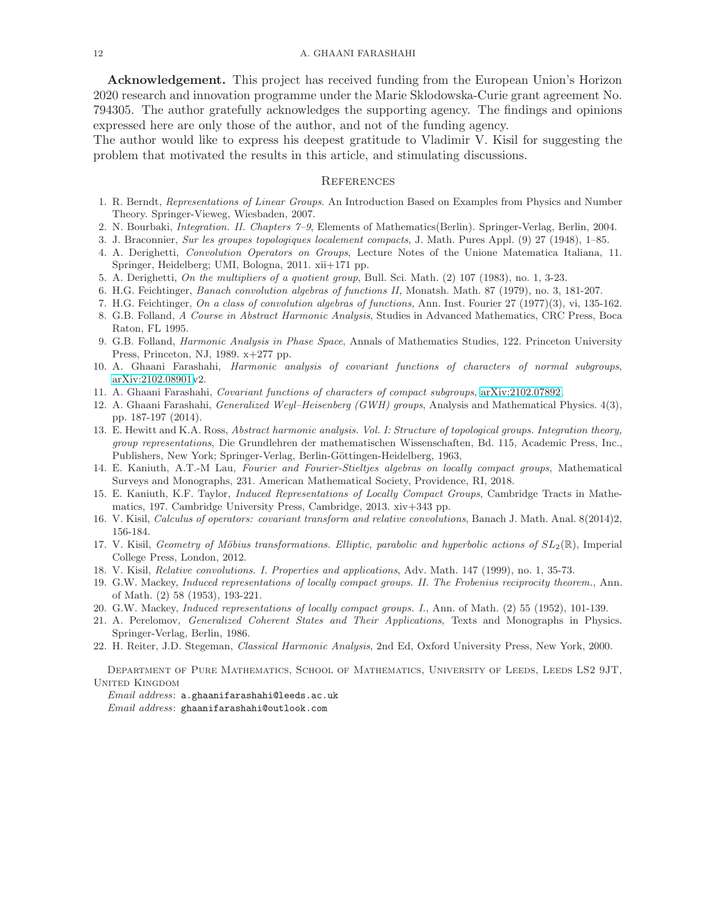**Acknowledgement.** This project has received funding from the European Union's Horizon 2020 research and innovation programme under the Marie Sklodowska-Curie grant agreement No. 794305. The author gratefully acknowledges the supporting agency. The findings and opinions expressed here are only those of the author, and not of the funding agency.
The author would like to express his deepest gratitude to Vladimir V. Kisil for suggesting the problem that motivated the results in this article, and stimulating discussions.

## References

1. R. Berndt, *Representations of Linear Groups*. An Introduction Based on Examples from Physics and Number Theory. Springer-Vieweg, Wiesbaden, 2007.
2. N. Bourbaki, *Integration. II. Chapters 7–9*, Elements of Mathematics(Berlin). Springer-Verlag, Berlin, 2004.
3. J. Braconnier, *Sur les groupes topologiques localement compacts*, J. Math. Pures Appl. (9) 27 (1948), 1–85.
4. A. Derighetti, *Convolution Operators on Groups*, Lecture Notes of the Unione Matematica Italiana, 11. Springer, Heidelberg; UMI, Bologna, 2011. xii+171 pp.
5. A. Derighetti, *On the multipliers of a quotient group*, Bull. Sci. Math. (2) 107 (1983), no. 1, 3-23.
6. H.G. Feichtinger, *Banach convolution algebras of functions II,* Monatsh. Math. 87 (1979), no. 3, 181-207.
7. H.G. Feichtinger, *On a class of convolution algebras of functions,* Ann. Inst. Fourier 27 (1977)(3), vi, 135-162.
8. G.B. Folland, *A Course in Abstract Harmonic Analysis*, Studies in Advanced Mathematics, CRC Press, Boca Raton, FL 1995.
9. G.B. Folland, *Harmonic Analysis in Phase Space*, Annals of Mathematics Studies, 122. Princeton University Press, Princeton, NJ, 1989. x+277 pp.
10. A. Ghaani Farashahi, *Harmonic analysis of covariant functions of characters of normal subgroups*, arXiv:2102.08901v2.
11. A. Ghaani Farashahi, *Covariant functions of characters of compact subgroups*, arXiv:2102.07892.
12. A. Ghaani Farashahi, *Generalized Weyl–Heisenberg (GWH) groups*, Analysis and Mathematical Physics. 4(3), pp. 187-197 (2014).
13. E. Hewitt and K.A. Ross, *Abstract harmonic analysis. Vol. I: Structure of topological groups. Integration theory, group representations*, Die Grundlehren der mathematischen Wissenschaften, Bd. 115, Academic Press, Inc., Publishers, New York; Springer-Verlag, Berlin-Göttingen-Heidelberg, 1963,
14. E. Kaniuth, A.T.-M Lau, *Fourier and Fourier-Stieltjes algebras on locally compact groups*, Mathematical Surveys and Monographs, 231. American Mathematical Society, Providence, RI, 2018.
15. E. Kaniuth, K.F. Taylor, *Induced Representations of Locally Compact Groups*, Cambridge Tracts in Mathematics, 197. Cambridge University Press, Cambridge, 2013. xiv+343 pp.
16. V. Kisil, *Calculus of operators: covariant transform and relative convolutions*, Banach J. Math. Anal. 8(2014)2, 156-184.
17. V. Kisil, *Geometry of Möbius transformations. Elliptic, parabolic and hyperbolic actions of $SL_2(\mathbb{R})$*, Imperial College Press, London, 2012.
18. V. Kisil, *Relative convolutions. I. Properties and applications*, Adv. Math. 147 (1999), no. 1, 35-73.
19. G.W. Mackey, *Induced representations of locally compact groups. II. The Frobenius reciprocity theorem.*, Ann. of Math. (2) 58 (1953), 193-221.
20. G.W. Mackey, *Induced representations of locally compact groups. I.*, Ann. of Math. (2) 55 (1952), 101-139.
21. A. Perelomov, *Generalized Coherent States and Their Applications*, Texts and Monographs in Physics. Springer-Verlag, Berlin, 1986.
22. H. Reiter, J.D. Stegeman, *Classical Harmonic Analysis*, 2nd Ed, Oxford University Press, New York, 2000.

Department of Pure Mathematics, School of Mathematics, University of Leeds, Leeds LS2 9JT, United Kingdom

*Email address*: a.ghaanifarashahi@leeds.ac.uk

*Email address*: ghaanifarashahi@outlook.com